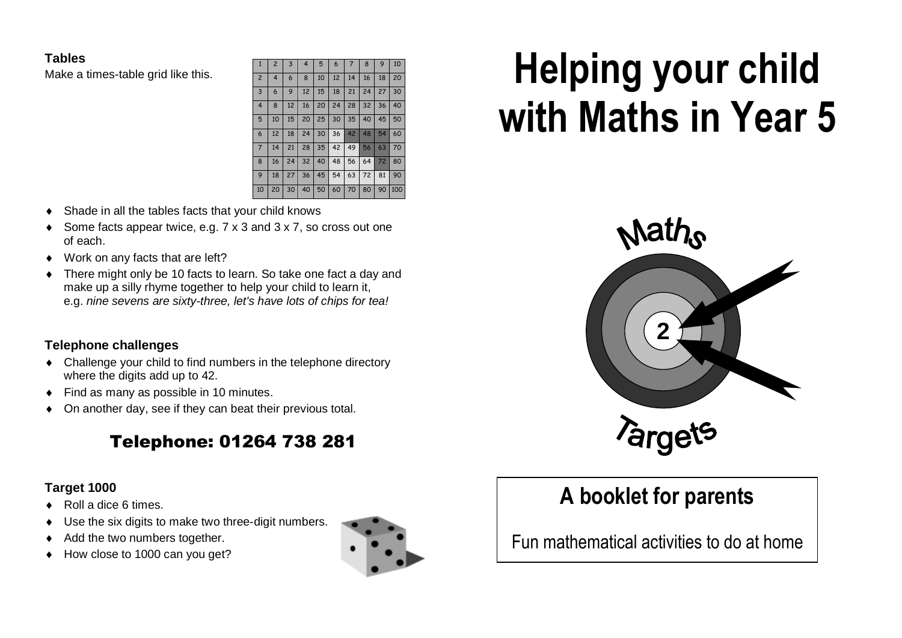**Tables**

Make a times-table grid like this.

| 1 | 2 | 3 | 4 | 5 | 6 | 7 | 8 | 9 | 10 |
|---|---|---|---|---|---|---|---|---|---|
| 2 | 4 | 6 | 8 | 10 | 12 | 14 | 16 | 18 | 20 |
| 3 | 6 | 9 | 12 | 15 | 18 | 21 | 24 | 27 | 30 |
| 4 | 8 | 12 | 16 | 20 | 24 | 28 | 32 | 36 | 40 |
| 5 | 10 | 15 | 20 | 25 | 30 | 35 | 40 | 45 | 50 |
| 6 | 12 | 18 | 24 | 30 | 36 | 42 | 48 | 54 | 60 |
| 7 | 14 | 21 | 28 | 35 | 42 | 49 | 56 | 63 | 70 |
| 8 | 16 | 24 | 32 | 40 | 48 | 56 | 64 | 72 | 80 |
| 9 | 18 | 27 | 36 | 45 | 54 | 63 | 72 | 81 | 90 |
| 10 | 20 | 30 | 40 | 50 | 60 | 70 | 80 | 90 | 100 |

- Shade in all the tables facts that your child knows
- Some facts appear twice, e.g. 7 x 3 and 3 x 7, so cross out one of each.
- Work on any facts that are left?
- There might only be 10 facts to learn. So take one fact a day and make up a silly rhyme together to help your child to learn it, e.g. *nine sevens are sixty-three, let's have lots of chips for tea!*

**Telephone challenges**

- Challenge your child to find numbers in the telephone directory where the digits add up to 42.
- Find as many as possible in 10 minutes.
- On another day, see if they can beat their previous total.

**Telephone: 01264 738 281**

**Target 1000**

- Roll a dice 6 times.
- Use the six digits to make two three-digit numbers.
- Add the two numbers together.
- How close to 1000 can you get?

# Helping your child with Maths in Year 5

Maths Targets 2

## A booklet for parents

Fun mathematical activities to do at home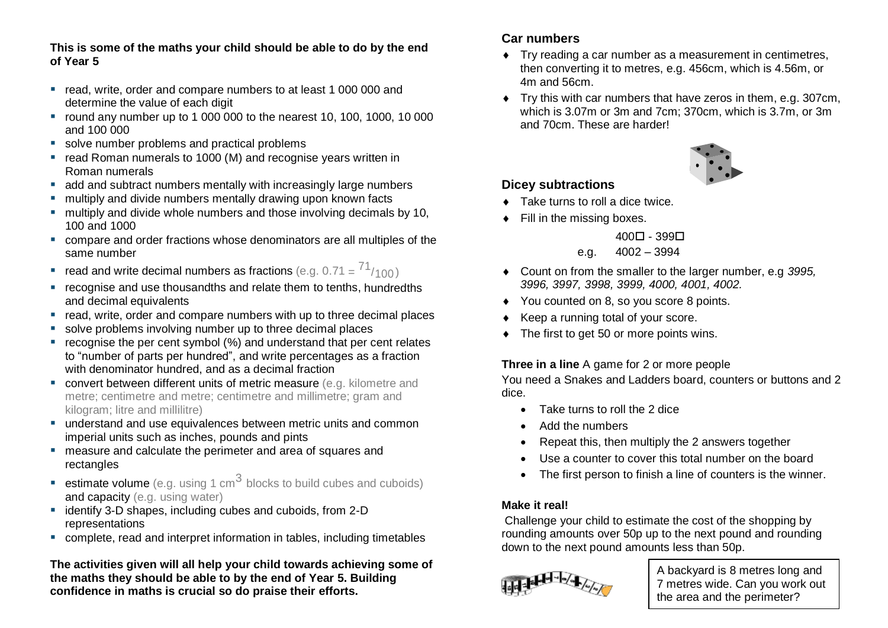**This is some of the maths your child should be able to do by the end of Year 5**

- read, write, order and compare numbers to at least 1 000 000 and determine the value of each digit
- round any number up to 1 000 000 to the nearest 10, 100, 1000, 10 000 and 100 000
- solve number problems and practical problems
- read Roman numerals to 1000 (M) and recognise years written in Roman numerals
- add and subtract numbers mentally with increasingly large numbers
- multiply and divide numbers mentally drawing upon known facts
- multiply and divide whole numbers and those involving decimals by 10, 100 and 1000
- compare and order fractions whose denominators are all multiples of the same number
- read and write decimal numbers as fractions (e.g. $0.71 = {}^{71}/_{100}$)
- recognise and use thousandths and relate them to tenths, hundredths and decimal equivalents
- read, write, order and compare numbers with up to three decimal places
- solve problems involving number up to three decimal places
- recognise the per cent symbol (%) and understand that per cent relates to "number of parts per hundred", and write percentages as a fraction with denominator hundred, and as a decimal fraction
- convert between different units of metric measure (e.g. kilometre and metre; centimetre and metre; centimetre and millimetre; gram and kilogram; litre and millilitre)
- understand and use equivalences between metric units and common imperial units such as inches, pounds and pints
- measure and calculate the perimeter and area of squares and rectangles
- estimate volume (e.g. using 1 $cm^3$ blocks to build cubes and cuboids) and capacity (e.g. using water)
- identify 3-D shapes, including cubes and cuboids, from 2-D representations
- complete, read and interpret information in tables, including timetables

**The activities given will all help your child towards achieving some of the maths they should be able to by the end of Year 5. Building confidence in maths is crucial so do praise their efforts.**

### Car numbers

- Try reading a car number as a measurement in centimetres, then converting it to metres, e.g. 456cm, which is 4.56m, or 4m and 56cm.
- Try this with car numbers that have zeros in them, e.g. 307cm, which is 3.07m or 3m and 7cm; 370cm, which is 3.7m, or 3m and 70cm. These are harder!

### Dicey subtractions

- Take turns to roll a dice twice.
- Fill in the missing boxes.

400☐ - 399☐

e.g. 4002 – 3994

- Count on from the smaller to the larger number, e.g *3995, 3996, 3997, 3998, 3999, 4000, 4001, 4002.*
- You counted on 8, so you score 8 points.
- Keep a running total of your score.
- The first to get 50 or more points wins.

**Three in a line** A game for 2 or more people

You need a Snakes and Ladders board, counters or buttons and 2 dice.

- Take turns to roll the 2 dice
- Add the numbers
- Repeat this, then multiply the 2 answers together
- Use a counter to cover this total number on the board
- The first person to finish a line of counters is the winner.

**Make it real!**

Challenge your child to estimate the cost of the shopping by rounding amounts over 50p up to the next pound and rounding down to the next pound amounts less than 50p.

A backyard is 8 metres long and 7 metres wide. Can you work out the area and the perimeter?